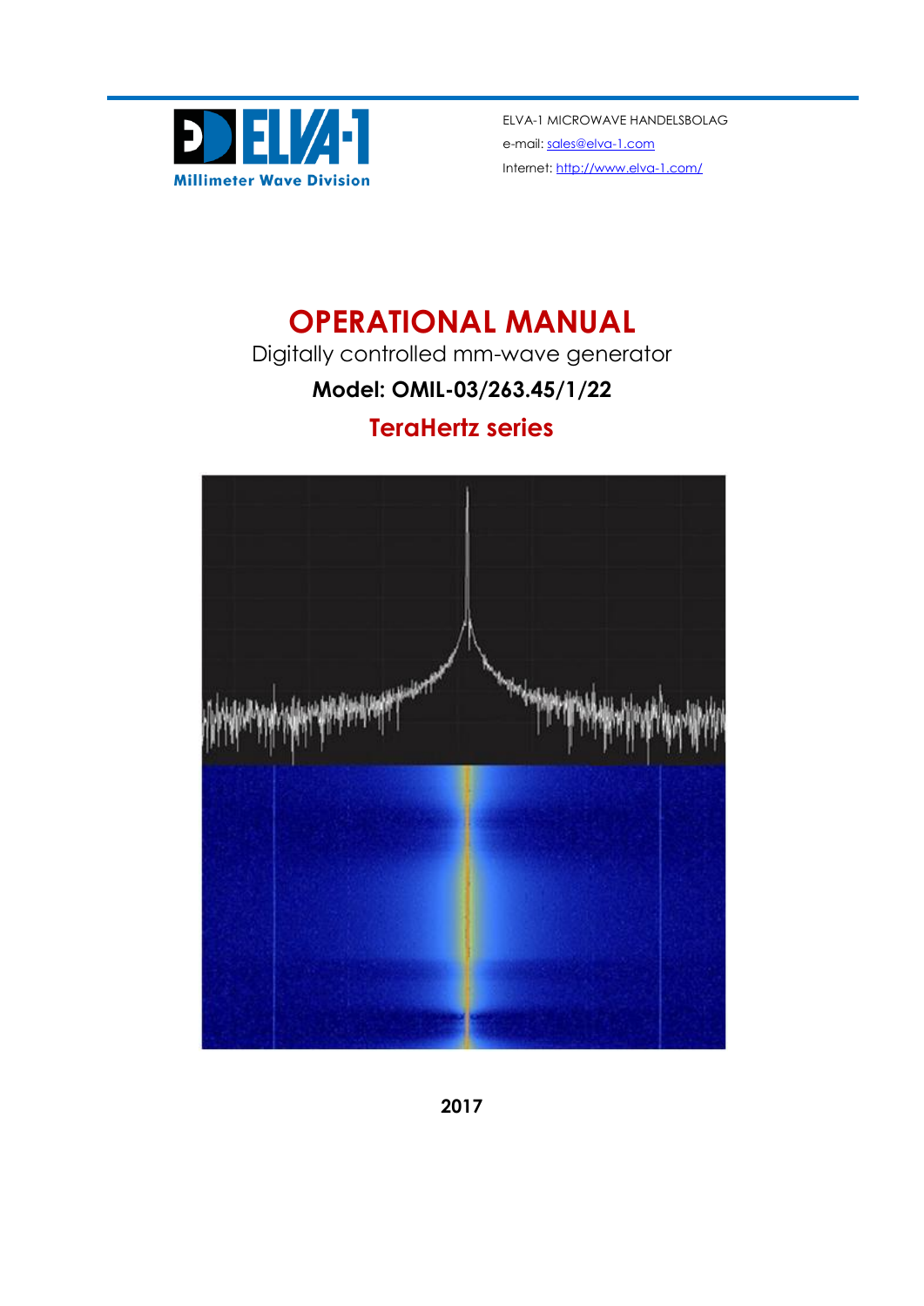ELVA-1 Millimeter Wave Division

ELVA-1 MICROWAVE HANDELSBOLAG

e-mail: sales@elva-1.com

Internet: http://www.elva-1.com/

# OPERATIONAL MANUAL

Digitally controlled mm-wave generator

**Model: OMIL-03/263.45/1/22**

## TeraHertz series

**2017**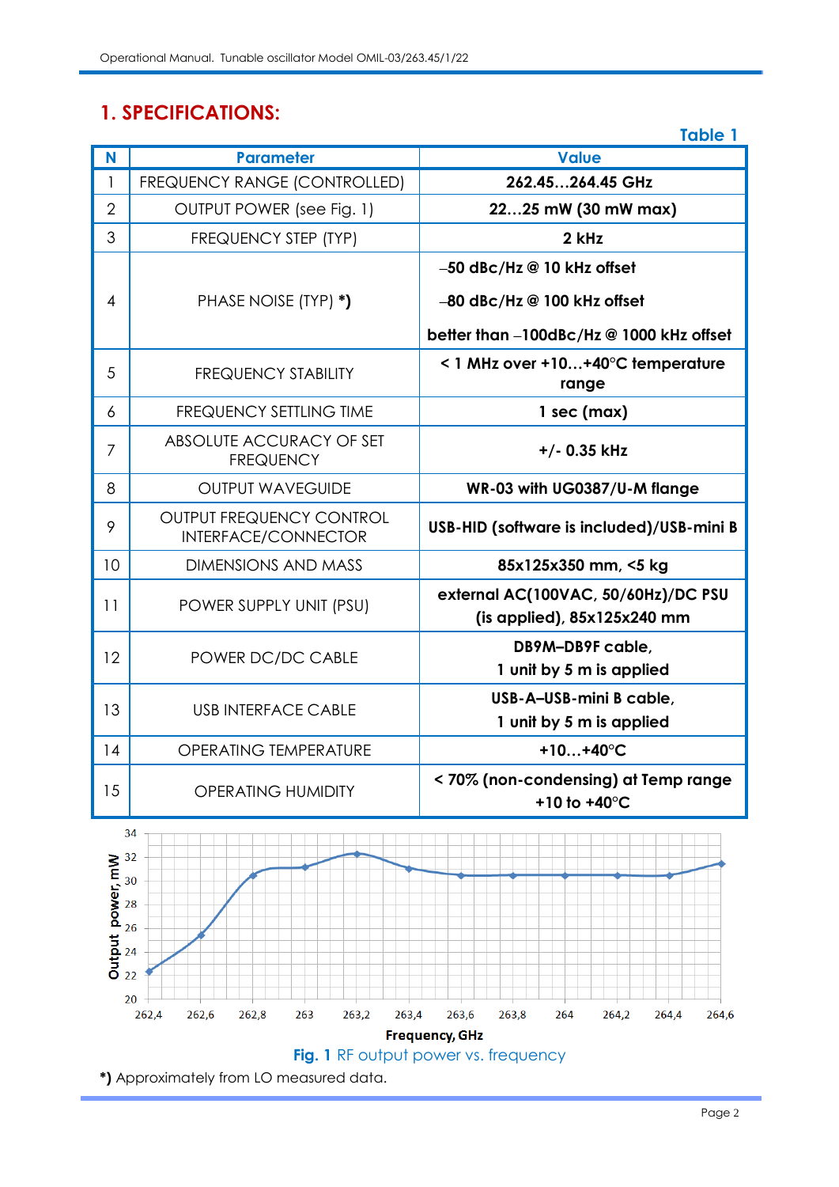# 1. SPECIFICATIONS:

**Table 1**

| N | Parameter | Value |
|---|---|---|
| 1 | FREQUENCY RANGE (CONTROLLED) | **262.45…264.45 GHz** |
| 2 | OUTPUT POWER (see Fig. 1) | **22…25 mW (30 mW max)** |
| 3 | FREQUENCY STEP (TYP) | **2 kHz** |
| 4 | PHASE NOISE (TYP) ***)** | **–50 dBc/Hz @ 10 kHz offset**<br>**–80 dBc/Hz @ 100 kHz offset**<br>**better than –100dBc/Hz @ 1000 kHz offset** |
| 5 | FREQUENCY STABILITY | **< 1 MHz over +10…+40°C temperature range** |
| 6 | FREQUENCY SETTLING TIME | **1 sec (max)** |
| 7 | ABSOLUTE ACCURACY OF SET FREQUENCY | **+/- 0.35 kHz** |
| 8 | OUTPUT WAVEGUIDE | **WR-03 with UG0387/U-M flange** |
| 9 | OUTPUT FREQUENCY CONTROL INTERFACE/CONNECTOR | **USB-HID (software is included)/USB-mini B** |
| 10 | DIMENSIONS AND MASS | **85x125x350 mm, <5 kg** |
| 11 | POWER SUPPLY UNIT (PSU) | **external AC(100VAC, 50/60Hz)/DC PSU (is applied), 85x125x240 mm** |
| 12 | POWER DC/DC CABLE | **DB9M–DB9F cable, 1 unit by 5 m is applied** |
| 13 | USB INTERFACE CABLE | **USB-A–USB-mini B cable, 1 unit by 5 m is applied** |
| 14 | OPERATING TEMPERATURE | **+10…+40°C** |
| 15 | OPERATING HUMIDITY | **< 70% (non-condensing) at Temp range +10 to +40°C** |

**Fig. 1** RF output power vs. frequency

***)** Approximately from LO measured data.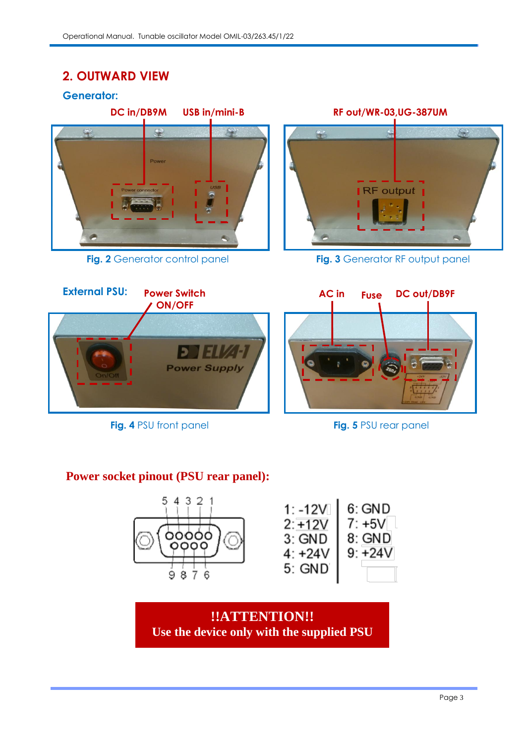## 2. OUTWARD VIEW

### Generator:

DC in/DB9M   USB in/mini-B   RF out/WR-03,UG-387UM

**Fig. 2** Generator control panel

**Fig. 3** Generator RF output panel

### External PSU:

Power Switch ON/OFF   AC in   Fuse   DC out/DB9F

**Fig. 4** PSU front panel

**Fig. 5** PSU rear panel

**Power socket pinout (PSU rear panel):**

| | |
|---|---|
| 1: -12V | 6: GND |
| 2: +12V | 7: +5V |
| 3: GND | 8: GND |
| 4: +24V | 9: +24V |
| 5: GND | |

**!!ATTENTION!!**
**Use the device only with the supplied PSU**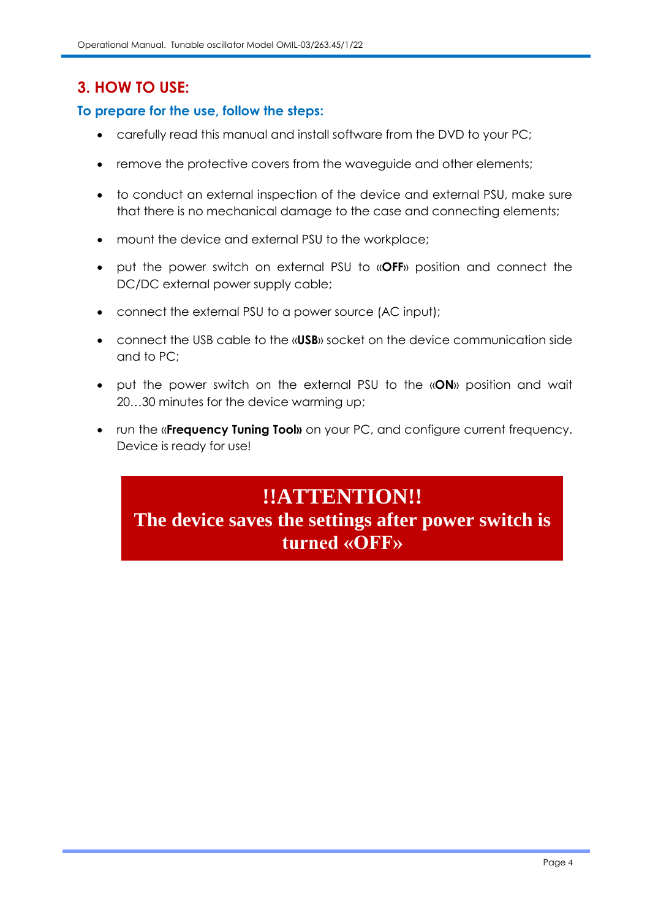## 3. HOW TO USE:

### To prepare for the use, follow the steps:

- carefully read this manual and install software from the DVD to your PC;
- remove the protective covers from the waveguide and other elements;
- to conduct an external inspection of the device and external PSU, make sure that there is no mechanical damage to the case and connecting elements;
- mount the device and external PSU to the workplace;
- put the power switch on external PSU to «**OFF**» position and connect the DC/DC external power supply cable;
- connect the external PSU to a power source (AC input);
- connect the USB cable to the «**USB**» socket on the device communication side and to PC;
- put the power switch on the external PSU to the «**ON**» position and wait 20…30 minutes for the device warming up;
- run the «**Frequency Tuning Tool**» on your PC, and configure current frequency. Device is ready for use!

**!!ATTENTION!!**
**The device saves the settings after power switch is turned «OFF»**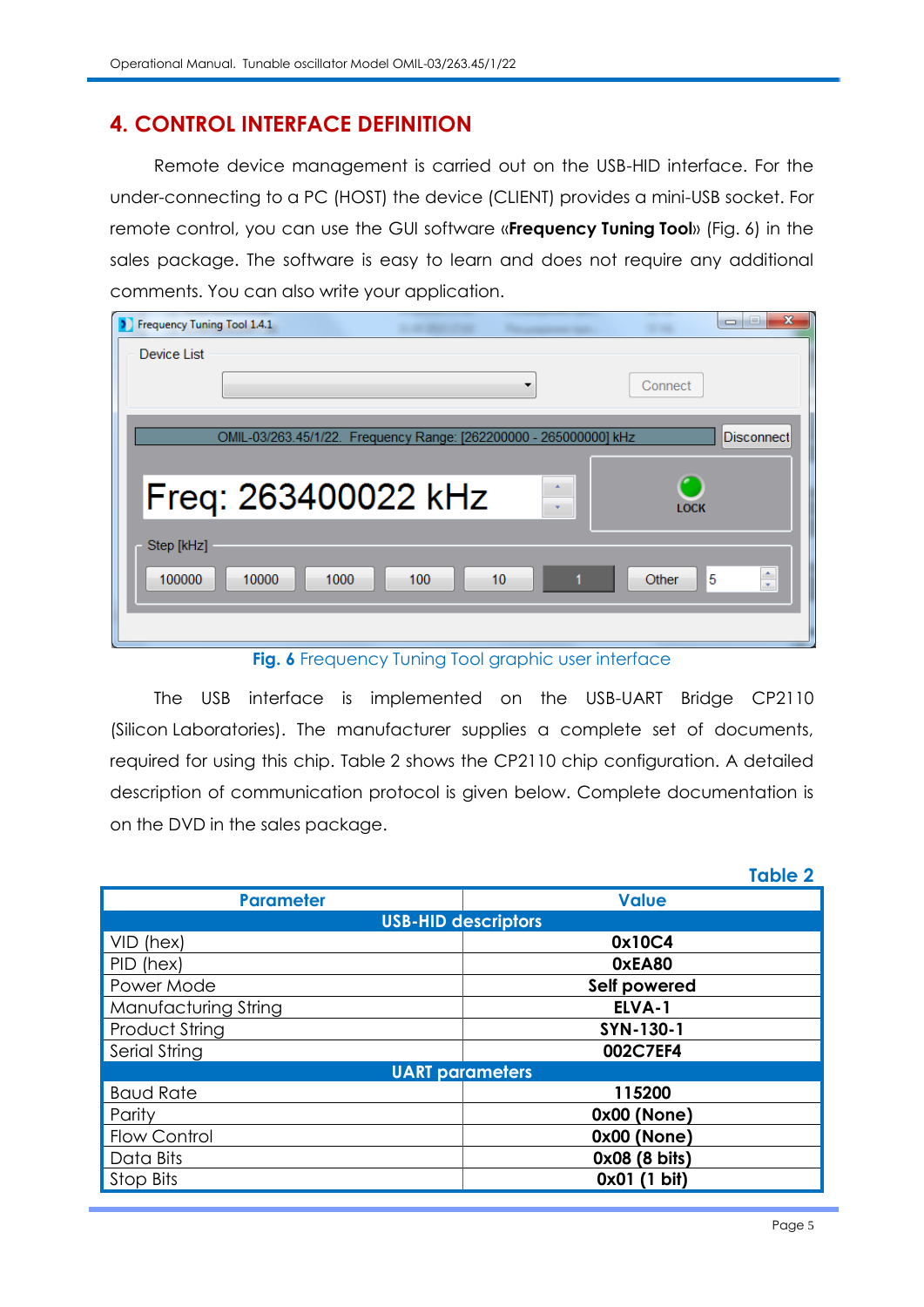## 4. CONTROL INTERFACE DEFINITION

Remote device management is carried out on the USB-HID interface. For the under-connecting to a PC (HOST) the device (CLIENT) provides a mini-USB socket. For remote control, you can use the GUI software «**Frequency Tuning Tool**» (Fig. 6) in the sales package. The software is easy to learn and does not require any additional comments. You can also write your application.

**Fig. 6** Frequency Tuning Tool graphic user interface

The USB interface is implemented on the USB-UART Bridge CP2110 (Silicon Laboratories). The manufacturer supplies a complete set of documents, required for using this chip. Table 2 shows the CP2110 chip configuration. A detailed description of communication protocol is given below. Complete documentation is on the DVD in the sales package.

**Table 2**

| Parameter | Value |
|---|---|
| **USB-HID descriptors** | |
| VID (hex) | **0x10C4** |
| PID (hex) | **0xEA80** |
| Power Mode | **Self powered** |
| Manufacturing String | **ELVA-1** |
| Product String | **SYN-130-1** |
| Serial String | **002C7EF4** |
| **UART parameters** | |
| Baud Rate | **115200** |
| Parity | **0x00 (None)** |
| Flow Control | **0x00 (None)** |
| Data Bits | **0x08 (8 bits)** |
| Stop Bits | **0x01 (1 bit)** |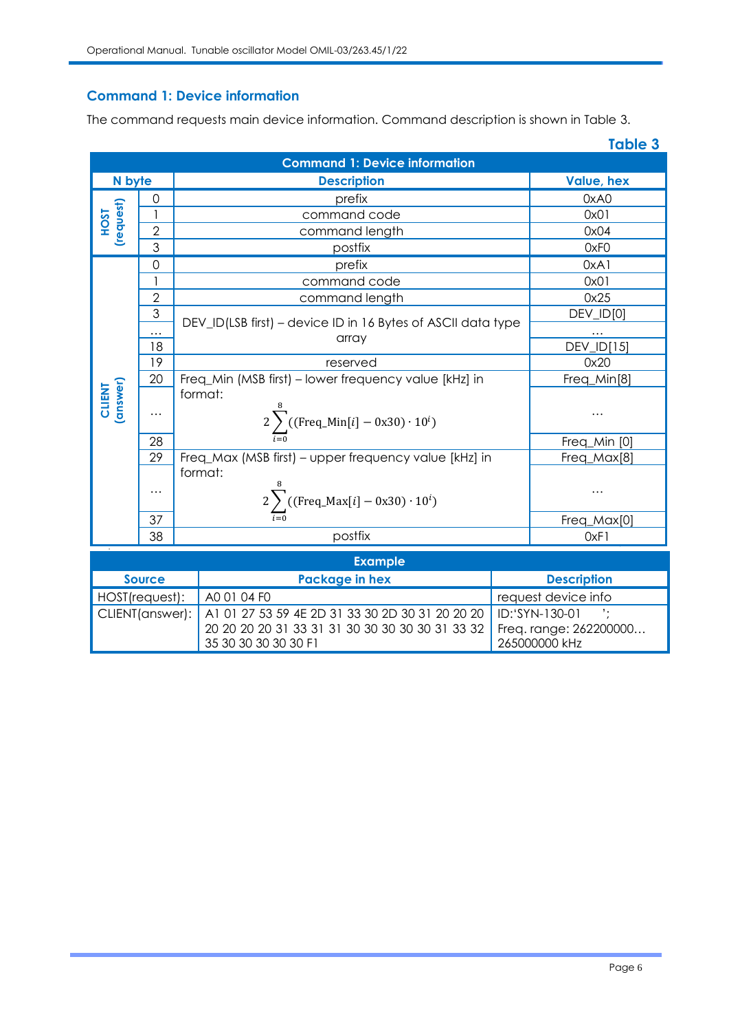## Command 1: Device information

The command requests main device information. Command description is shown in Table 3.

**Table 3**

| Command 1: Device information | | | |
|---|---|---|---|
| **N byte** | | **Description** | **Value, hex** |
| HOST (request) | 0 | prefix | 0xA0 |
| | 1 | command code | 0x01 |
| | 2 | command length | 0x04 |
| | 3 | postfix | 0xF0 |
| CLIENT (answer) | 0 | prefix | 0xA1 |
| | 1 | command code | 0x01 |
| | 2 | command length | 0x25 |
| | 3 | DEV_ID(LSB first) – device ID in 16 Bytes of ASCII data type array | DEV_ID[0] |
| | … | | … |
| | 18 | | DEV_ID[15] |
| | 19 | reserved | 0x20 |
| | 20 | Freq_Min (MSB first) – lower frequency value [kHz] in format: $2\sum_{i=0}^{8}((\text{Freq\_Min}[i]-0x30)\cdot 10^{i})$ | Freq_Min[8] |
| | … | | … |
| | 28 | | Freq_Min [0] |
| | 29 | Freq_Max (MSB first) – upper frequency value [kHz] in format: $2\sum_{i=0}^{8}((\text{Freq\_Max}[i]-0x30)\cdot 10^{i})$ | Freq_Max[8] |
| | … | | … |
| | 37 | | Freq_Max[0] |
| | 38 | postfix | 0xF1 |

| Example | | |
|---|---|---|
| **Source** | **Package in hex** | **Description** |
| HOST(request): | A0 01 04 F0 | request device info |
| CLIENT(answer): | A1 01 27 53 59 4E 2D 31 33 30 2D 30 31 20 20 20 20 20 20 20 31 33 31 31 30 30 30 30 30 31 33 32 35 30 30 30 30 30 F1 | ID:'SYN-130-01 '; Freq. range: 262200000… 265000000 kHz |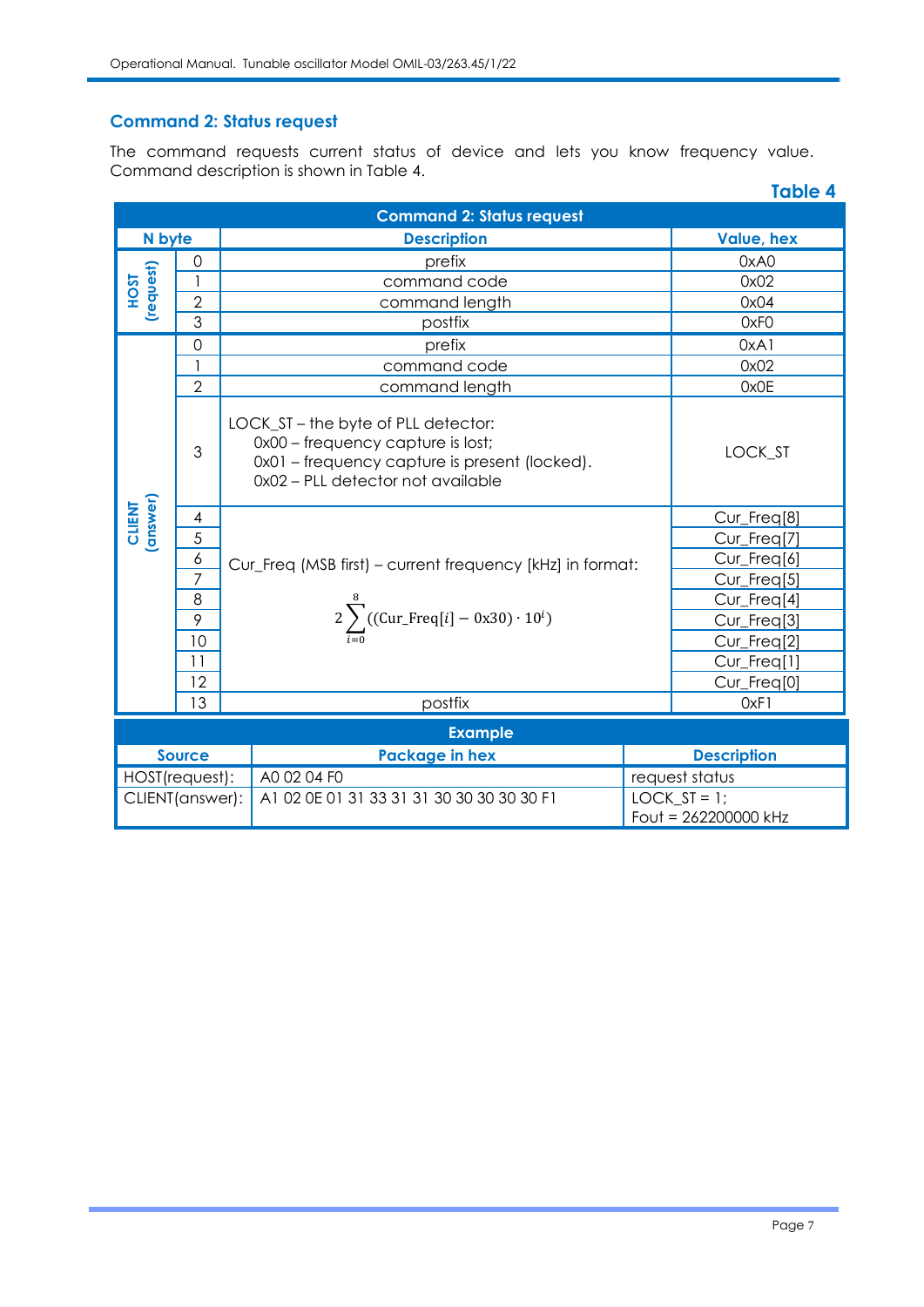## Command 2: Status request

The command requests current status of device and lets you know frequency value. Command description is shown in Table 4.

**Table 4**

| Command 2: Status request | | | |
|---|---|---|---|
| **N byte** | | **Description** | **Value, hex** |
| HOST (request) | 0 | prefix | 0xA0 |
| | 1 | command code | 0x02 |
| | 2 | command length | 0x04 |
| | 3 | postfix | 0xF0 |
| CLIENT (answer) | 0 | prefix | 0xA1 |
| | 1 | command code | 0x02 |
| | 2 | command length | 0x0E |
| | 3 | LOCK_ST – the byte of PLL detector:<br>0x00 – frequency capture is lost;<br>0x01 – frequency capture is present (locked).<br>0x02 – PLL detector not available | LOCK_ST |
| | 4 | Cur_Freq (MSB first) – current frequency [kHz] in format:<br>$2\sum_{i=0}^{8}((\text{Cur\_Freq}[i] - 0\text{x}30) \cdot 10^{i})$ | Cur_Freq[8] |
| | 5 | | Cur_Freq[7] |
| | 6 | | Cur_Freq[6] |
| | 7 | | Cur_Freq[5] |
| | 8 | | Cur_Freq[4] |
| | 9 | | Cur_Freq[3] |
| | 10 | | Cur_Freq[2] |
| | 11 | | Cur_Freq[1] |
| | 12 | | Cur_Freq[0] |
| | 13 | postfix | 0xF1 |

| Example | | |
|---|---|---|
| **Source** | **Package in hex** | **Description** |
| HOST(request): | A0 02 04 F0 | request status |
| CLIENT(answer): | A1 02 0E 01 31 33 31 31 30 30 30 30 30 F1 | LOCK_ST = 1;<br>Fout = 262200000 kHz |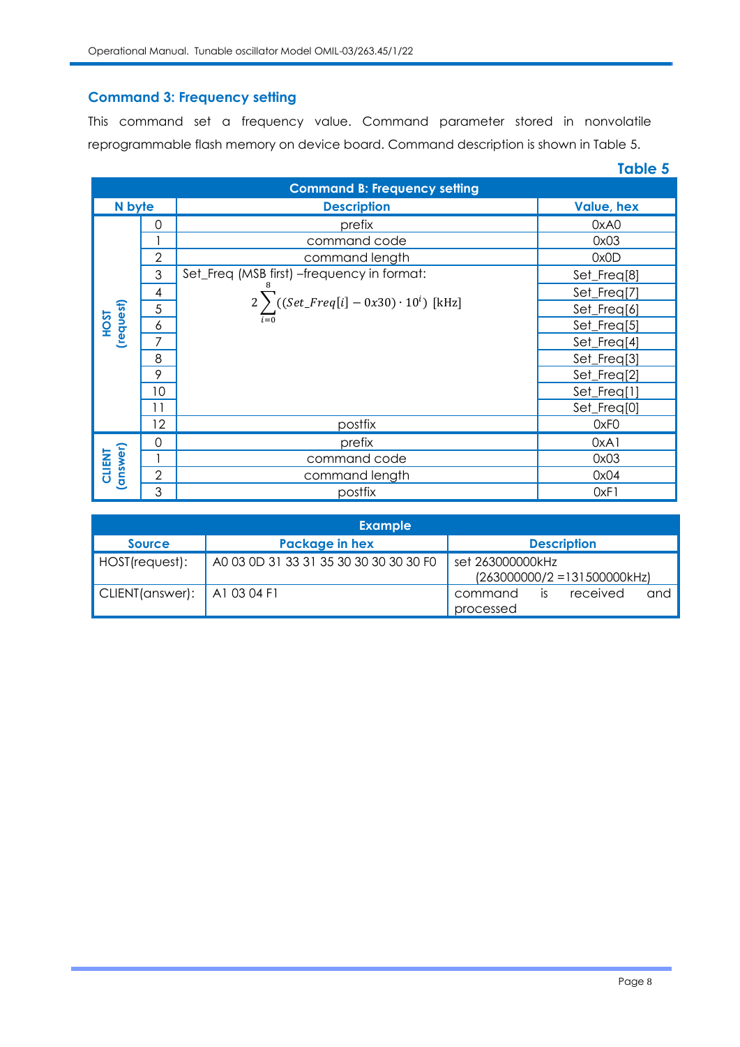### Command 3: Frequency setting

This command set a frequency value. Command parameter stored in nonvolatile reprogrammable flash memory on device board. Command description is shown in Table 5.

**Table 5**

| Command B: Frequency setting | | | |
|---|---|---|---|
| N byte | | Description | Value, hex |
| HOST (request) | 0 | prefix | 0xA0 |
| | 1 | command code | 0x03 |
| | 2 | command length | 0x0D |
| | 3 | Set_Freq (MSB first) –frequency in format: $2\sum_{i=0}^{8}((Set\_Freq[i]-0x30)\cdot 10^{i})$ [kHz] | Set_Freq[8] |
| | 4 | | Set_Freq[7] |
| | 5 | | Set_Freq[6] |
| | 6 | | Set_Freq[5] |
| | 7 | | Set_Freq[4] |
| | 8 | | Set_Freq[3] |
| | 9 | | Set_Freq[2] |
| | 10 | | Set_Freq[1] |
| | 11 | | Set_Freq[0] |
| | 12 | postfix | 0xF0 |
| CLIENT (answer) | 0 | prefix | 0xA1 |
| | 1 | command code | 0x03 |
| | 2 | command length | 0x04 |
| | 3 | postfix | 0xF1 |

| Example | | |
|---|---|---|
| Source | Package in hex | Description |
| HOST(request): | A0 03 0D 31 33 31 35 30 30 30 30 30 F0 | set 263000000kHz (263000000/2 =131500000kHz) |
| CLIENT(answer): | A1 03 04 F1 | command is received and processed |